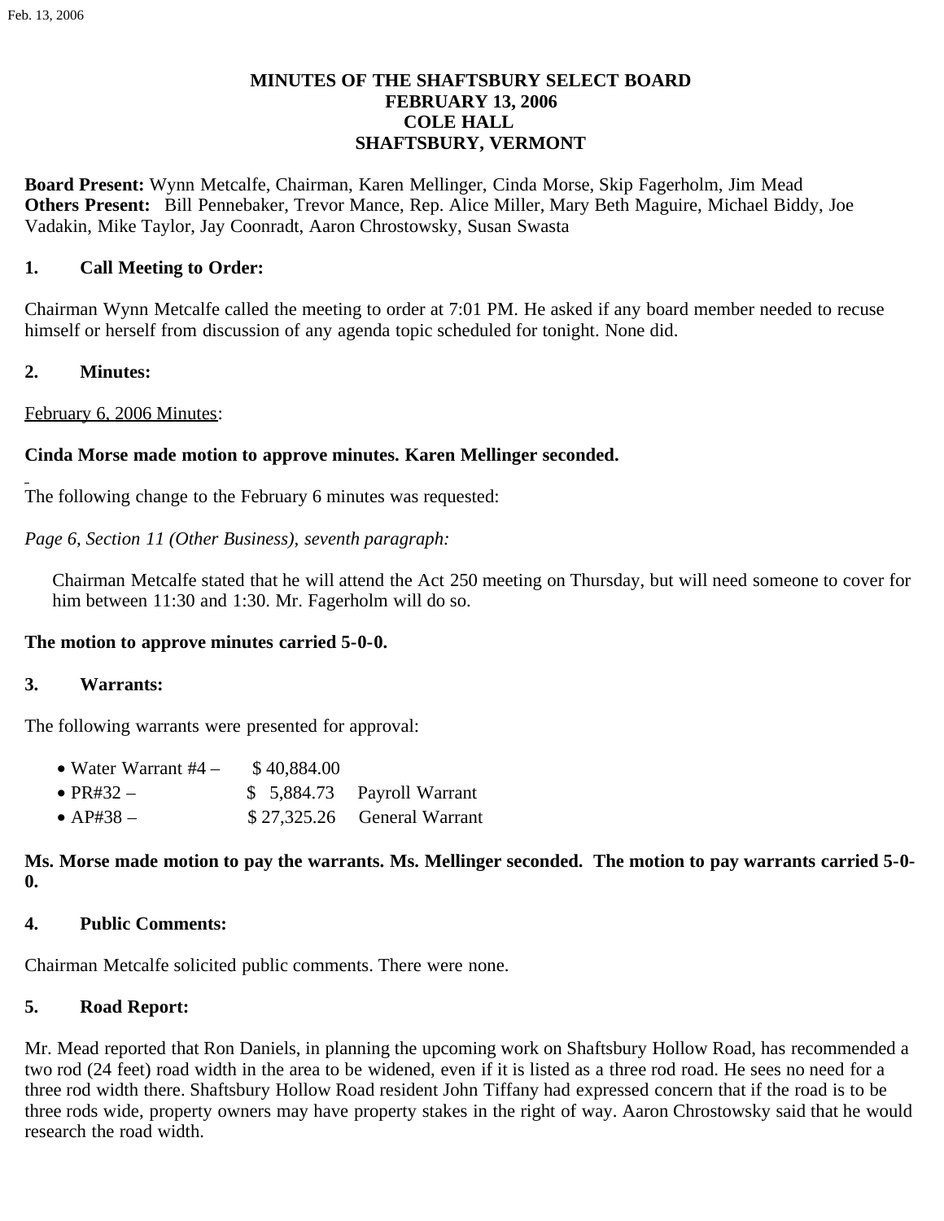# MINUTES OF THE SHAFTSBURY SELECT BOARD
## FEBRUARY 13, 2006
## COLE HALL
## SHAFTSBURY, VERMONT

**Board Present:** Wynn Metcalfe, Chairman, Karen Mellinger, Cinda Morse, Skip Fagerholm, Jim Mead
**Others Present:** Bill Pennebaker, Trevor Mance, Rep. Alice Miller, Mary Beth Maguire, Michael Biddy, Joe Vadakin, Mike Taylor, Jay Coonradt, Aaron Chrostowsky, Susan Swasta

### 1. Call Meeting to Order:

Chairman Wynn Metcalfe called the meeting to order at 7:01 PM. He asked if any board member needed to recuse himself or herself from discussion of any agenda topic scheduled for tonight. None did.

### 2. Minutes:

February 6, 2006 Minutes:

**Cinda Morse made motion to approve minutes. Karen Mellinger seconded.**

The following change to the February 6 minutes was requested:

*Page 6, Section 11 (Other Business), seventh paragraph:*

> Chairman Metcalfe stated that he will attend the Act 250 meeting on Thursday, but will need someone to cover for him between 11:30 and 1:30. Mr. Fagerholm will do so.

**The motion to approve minutes carried 5-0-0.**

### 3. Warrants:

The following warrants were presented for approval:

- Water Warrant #4 – $ 40,884.00
- PR#32 – $ 5,884.73 Payroll Warrant
- AP#38 – $ 27,325.26 General Warrant

**Ms. Morse made motion to pay the warrants. Ms. Mellinger seconded. The motion to pay warrants carried 5-0-0.**

### 4. Public Comments:

Chairman Metcalfe solicited public comments. There were none.

### 5. Road Report:

Mr. Mead reported that Ron Daniels, in planning the upcoming work on Shaftsbury Hollow Road, has recommended a two rod (24 feet) road width in the area to be widened, even if it is listed as a three rod road. He sees no need for a three rod width there. Shaftsbury Hollow Road resident John Tiffany had expressed concern that if the road is to be three rods wide, property owners may have property stakes in the right of way. Aaron Chrostowsky said that he would research the road width.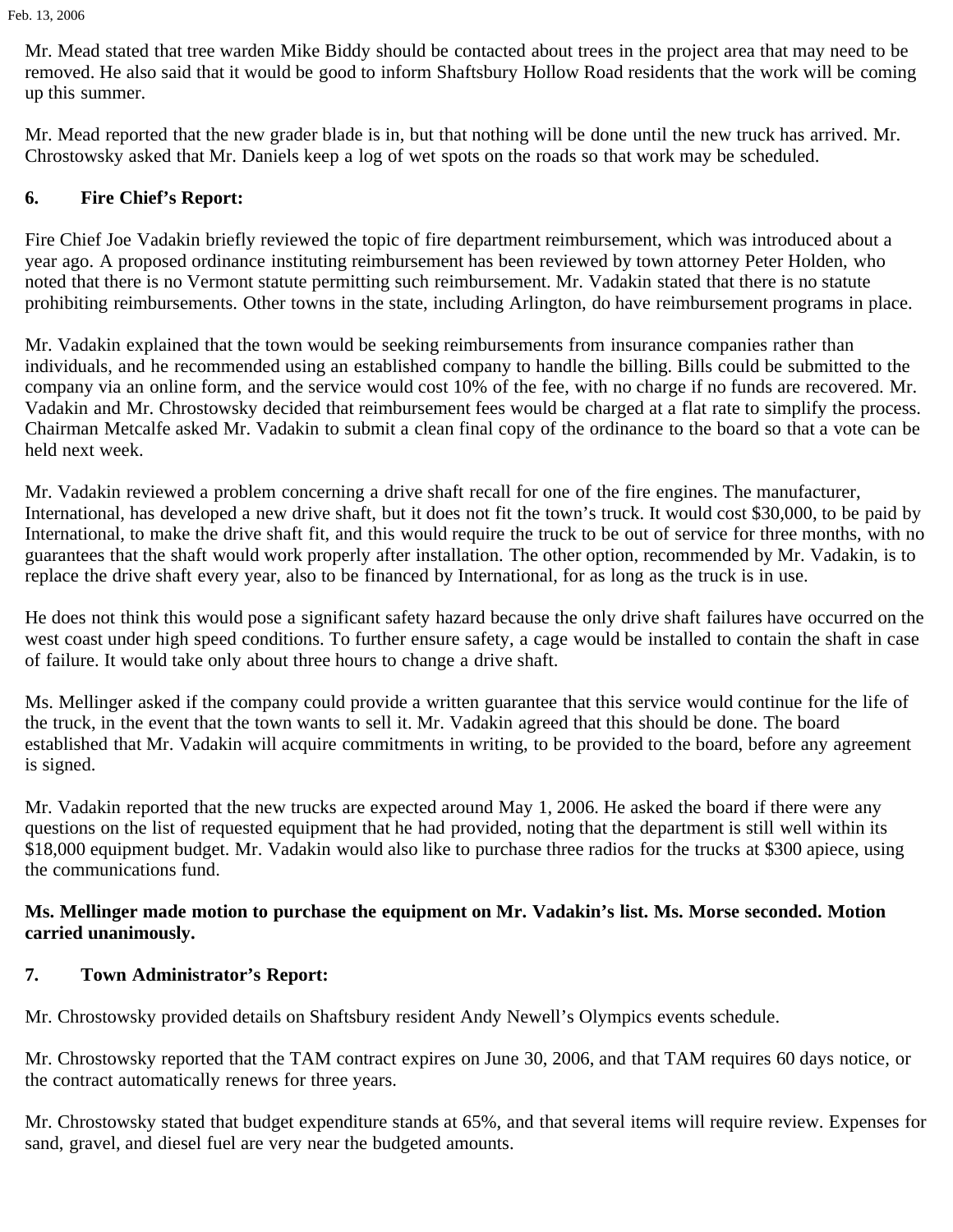Mr. Mead stated that tree warden Mike Biddy should be contacted about trees in the project area that may need to be removed. He also said that it would be good to inform Shaftsbury Hollow Road residents that the work will be coming up this summer.

Mr. Mead reported that the new grader blade is in, but that nothing will be done until the new truck has arrived. Mr. Chrostowsky asked that Mr. Daniels keep a log of wet spots on the roads so that work may be scheduled.

## 6. Fire Chief's Report:

Fire Chief Joe Vadakin briefly reviewed the topic of fire department reimbursement, which was introduced about a year ago. A proposed ordinance instituting reimbursement has been reviewed by town attorney Peter Holden, who noted that there is no Vermont statute permitting such reimbursement. Mr. Vadakin stated that there is no statute prohibiting reimbursements. Other towns in the state, including Arlington, do have reimbursement programs in place.

Mr. Vadakin explained that the town would be seeking reimbursements from insurance companies rather than individuals, and he recommended using an established company to handle the billing. Bills could be submitted to the company via an online form, and the service would cost 10% of the fee, with no charge if no funds are recovered. Mr. Vadakin and Mr. Chrostowsky decided that reimbursement fees would be charged at a flat rate to simplify the process. Chairman Metcalfe asked Mr. Vadakin to submit a clean final copy of the ordinance to the board so that a vote can be held next week.

Mr. Vadakin reviewed a problem concerning a drive shaft recall for one of the fire engines. The manufacturer, International, has developed a new drive shaft, but it does not fit the town's truck. It would cost $30,000, to be paid by International, to make the drive shaft fit, and this would require the truck to be out of service for three months, with no guarantees that the shaft would work properly after installation. The other option, recommended by Mr. Vadakin, is to replace the drive shaft every year, also to be financed by International, for as long as the truck is in use.

He does not think this would pose a significant safety hazard because the only drive shaft failures have occurred on the west coast under high speed conditions. To further ensure safety, a cage would be installed to contain the shaft in case of failure. It would take only about three hours to change a drive shaft.

Ms. Mellinger asked if the company could provide a written guarantee that this service would continue for the life of the truck, in the event that the town wants to sell it. Mr. Vadakin agreed that this should be done. The board established that Mr. Vadakin will acquire commitments in writing, to be provided to the board, before any agreement is signed.

Mr. Vadakin reported that the new trucks are expected around May 1, 2006. He asked the board if there were any questions on the list of requested equipment that he had provided, noting that the department is still well within its $18,000 equipment budget. Mr. Vadakin would also like to purchase three radios for the trucks at $300 apiece, using the communications fund.

**Ms. Mellinger made motion to purchase the equipment on Mr. Vadakin's list. Ms. Morse seconded. Motion carried unanimously.**

## 7. Town Administrator's Report:

Mr. Chrostowsky provided details on Shaftsbury resident Andy Newell's Olympics events schedule.

Mr. Chrostowsky reported that the TAM contract expires on June 30, 2006, and that TAM requires 60 days notice, or the contract automatically renews for three years.

Mr. Chrostowsky stated that budget expenditure stands at 65%, and that several items will require review. Expenses for sand, gravel, and diesel fuel are very near the budgeted amounts.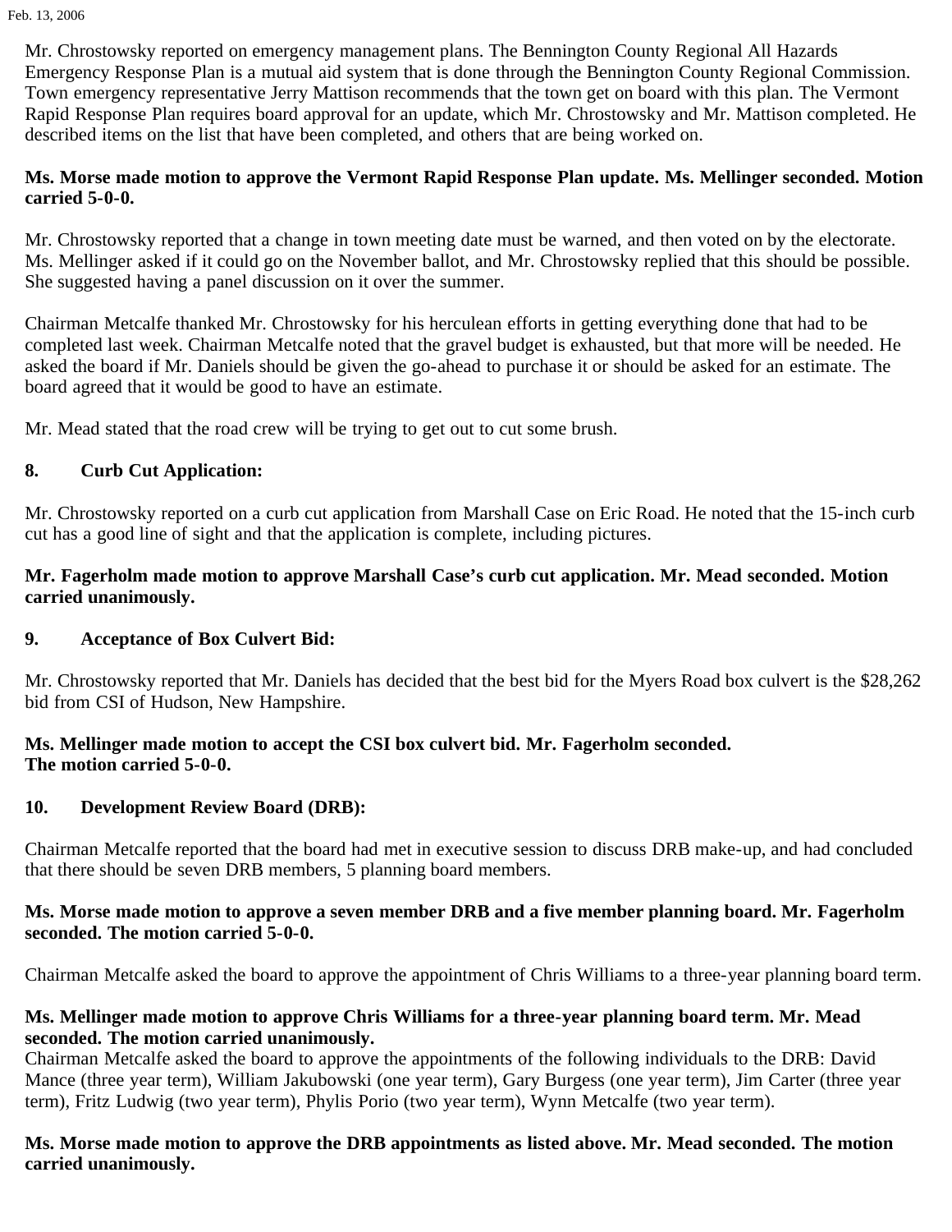Mr. Chrostowsky reported on emergency management plans. The Bennington County Regional All Hazards Emergency Response Plan is a mutual aid system that is done through the Bennington County Regional Commission. Town emergency representative Jerry Mattison recommends that the town get on board with this plan. The Vermont Rapid Response Plan requires board approval for an update, which Mr. Chrostowsky and Mr. Mattison completed. He described items on the list that have been completed, and others that are being worked on.

**Ms. Morse made motion to approve the Vermont Rapid Response Plan update. Ms. Mellinger seconded. Motion carried 5-0-0.**

Mr. Chrostowsky reported that a change in town meeting date must be warned, and then voted on by the electorate. Ms. Mellinger asked if it could go on the November ballot, and Mr. Chrostowsky replied that this should be possible. She suggested having a panel discussion on it over the summer.

Chairman Metcalfe thanked Mr. Chrostowsky for his herculean efforts in getting everything done that had to be completed last week. Chairman Metcalfe noted that the gravel budget is exhausted, but that more will be needed. He asked the board if Mr. Daniels should be given the go-ahead to purchase it or should be asked for an estimate. The board agreed that it would be good to have an estimate.

Mr. Mead stated that the road crew will be trying to get out to cut some brush.

**8. Curb Cut Application:**

Mr. Chrostowsky reported on a curb cut application from Marshall Case on Eric Road. He noted that the 15-inch curb cut has a good line of sight and that the application is complete, including pictures.

**Mr. Fagerholm made motion to approve Marshall Case's curb cut application. Mr. Mead seconded. Motion carried unanimously.**

**9. Acceptance of Box Culvert Bid:**

Mr. Chrostowsky reported that Mr. Daniels has decided that the best bid for the Myers Road box culvert is the $28,262 bid from CSI of Hudson, New Hampshire.

**Ms. Mellinger made motion to accept the CSI box culvert bid. Mr. Fagerholm seconded. The motion carried 5-0-0.**

**10. Development Review Board (DRB):**

Chairman Metcalfe reported that the board had met in executive session to discuss DRB make-up, and had concluded that there should be seven DRB members, 5 planning board members.

**Ms. Morse made motion to approve a seven member DRB and a five member planning board. Mr. Fagerholm seconded. The motion carried 5-0-0.**

Chairman Metcalfe asked the board to approve the appointment of Chris Williams to a three-year planning board term.

**Ms. Mellinger made motion to approve Chris Williams for a three-year planning board term. Mr. Mead seconded. The motion carried unanimously.**

Chairman Metcalfe asked the board to approve the appointments of the following individuals to the DRB: David Mance (three year term), William Jakubowski (one year term), Gary Burgess (one year term), Jim Carter (three year term), Fritz Ludwig (two year term), Phylis Porio (two year term), Wynn Metcalfe (two year term).

**Ms. Morse made motion to approve the DRB appointments as listed above. Mr. Mead seconded. The motion carried unanimously.**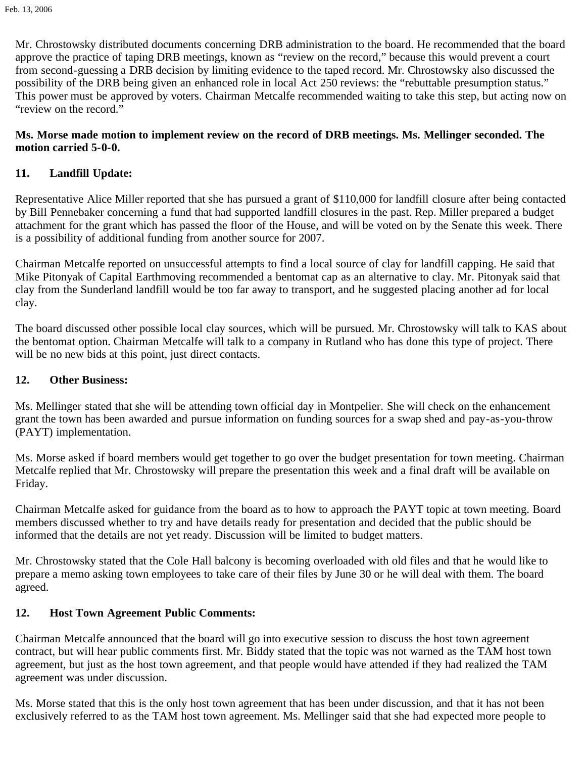Mr. Chrostowsky distributed documents concerning DRB administration to the board. He recommended that the board approve the practice of taping DRB meetings, known as "review on the record," because this would prevent a court from second-guessing a DRB decision by limiting evidence to the taped record. Mr. Chrostowsky also discussed the possibility of the DRB being given an enhanced role in local Act 250 reviews: the "rebuttable presumption status." This power must be approved by voters. Chairman Metcalfe recommended waiting to take this step, but acting now on "review on the record."

**Ms. Morse made motion to implement review on the record of DRB meetings. Ms. Mellinger seconded. The motion carried 5-0-0.**

**11. Landfill Update:**

Representative Alice Miller reported that she has pursued a grant of $110,000 for landfill closure after being contacted by Bill Pennebaker concerning a fund that had supported landfill closures in the past. Rep. Miller prepared a budget attachment for the grant which has passed the floor of the House, and will be voted on by the Senate this week. There is a possibility of additional funding from another source for 2007.

Chairman Metcalfe reported on unsuccessful attempts to find a local source of clay for landfill capping. He said that Mike Pitonyak of Capital Earthmoving recommended a bentomat cap as an alternative to clay. Mr. Pitonyak said that clay from the Sunderland landfill would be too far away to transport, and he suggested placing another ad for local clay.

The board discussed other possible local clay sources, which will be pursued. Mr. Chrostowsky will talk to KAS about the bentomat option. Chairman Metcalfe will talk to a company in Rutland who has done this type of project. There will be no new bids at this point, just direct contacts.

**12. Other Business:**

Ms. Mellinger stated that she will be attending town official day in Montpelier. She will check on the enhancement grant the town has been awarded and pursue information on funding sources for a swap shed and pay-as-you-throw (PAYT) implementation.

Ms. Morse asked if board members would get together to go over the budget presentation for town meeting. Chairman Metcalfe replied that Mr. Chrostowsky will prepare the presentation this week and a final draft will be available on Friday.

Chairman Metcalfe asked for guidance from the board as to how to approach the PAYT topic at town meeting. Board members discussed whether to try and have details ready for presentation and decided that the public should be informed that the details are not yet ready. Discussion will be limited to budget matters.

Mr. Chrostowsky stated that the Cole Hall balcony is becoming overloaded with old files and that he would like to prepare a memo asking town employees to take care of their files by June 30 or he will deal with them. The board agreed.

**12. Host Town Agreement Public Comments:**

Chairman Metcalfe announced that the board will go into executive session to discuss the host town agreement contract, but will hear public comments first. Mr. Biddy stated that the topic was not warned as the TAM host town agreement, but just as the host town agreement, and that people would have attended if they had realized the TAM agreement was under discussion.

Ms. Morse stated that this is the only host town agreement that has been under discussion, and that it has not been exclusively referred to as the TAM host town agreement. Ms. Mellinger said that she had expected more people to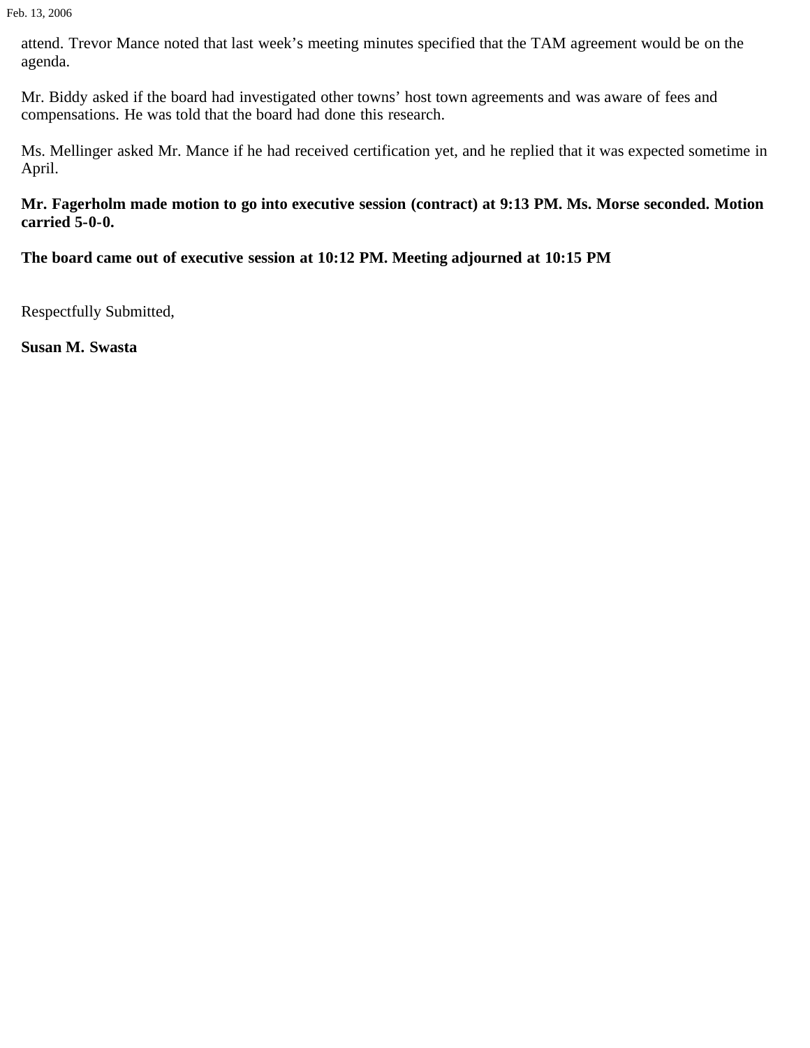attend. Trevor Mance noted that last week's meeting minutes specified that the TAM agreement would be on the agenda.

Mr. Biddy asked if the board had investigated other towns' host town agreements and was aware of fees and compensations. He was told that the board had done this research.

Ms. Mellinger asked Mr. Mance if he had received certification yet, and he replied that it was expected sometime in April.

**Mr. Fagerholm made motion to go into executive session (contract) at 9:13 PM. Ms. Morse seconded. Motion carried 5-0-0.**

**The board came out of executive session at 10:12 PM. Meeting adjourned at 10:15 PM**

Respectfully Submitted,

**Susan M. Swasta**